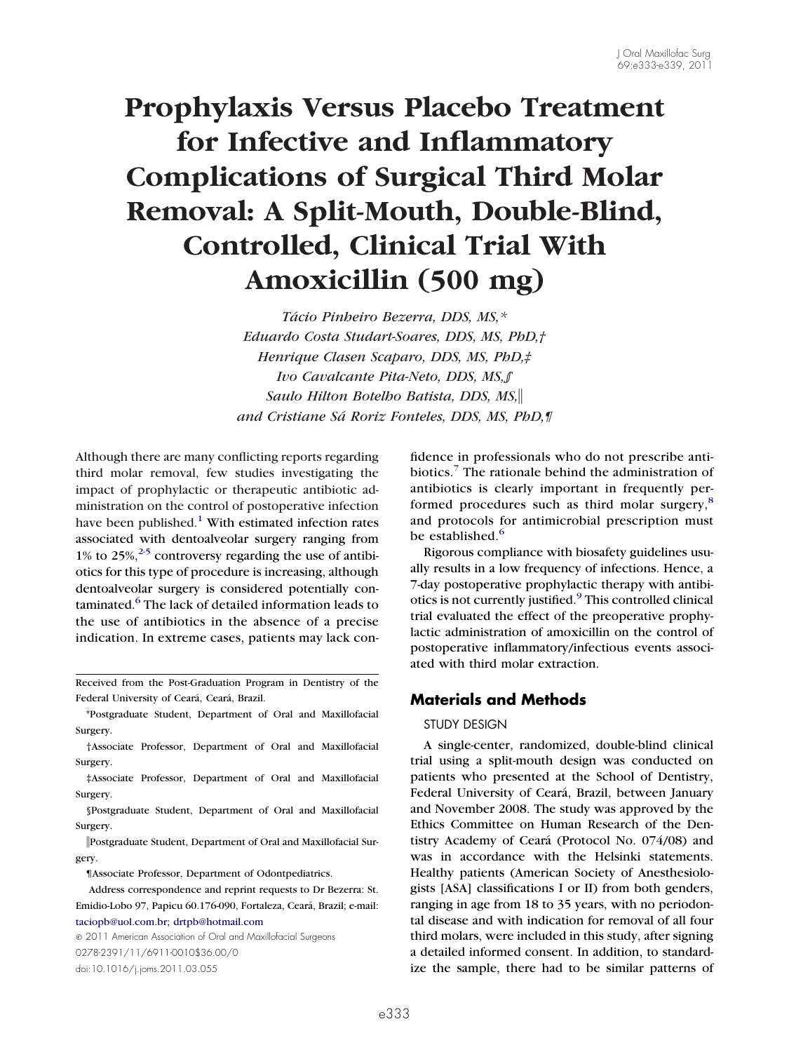# Prophylaxis Versus Placebo Treatment for Infective and Inflammatory Complications of Surgical Third Molar Removal: A Split-Mouth, Double-Blind, Controlled, Clinical Trial With Amoxicillin (500 mg)

*Tácio Pinheiro Bezerra, DDS, MS,\**
*Eduardo Costa Studart-Soares, DDS, MS, PhD,†*
*Henrique Clasen Scaparo, DDS, MS, PhD,‡*
*Ivo Cavalcante Pita-Neto, DDS, MS,§*
*Saulo Hilton Botelho Batista, DDS, MS,‖*
*and Cristiane Sá Roriz Fonteles, DDS, MS, PhD,¶*

Although there are many conflicting reports regarding third molar removal, few studies investigating the impact of prophylactic or therapeutic antibiotic administration on the control of postoperative infection have been published.[1] With estimated infection rates associated with dentoalveolar surgery ranging from 1% to 25%,[2-5] controversy regarding the use of antibiotics for this type of procedure is increasing, although dentoalveolar surgery is considered potentially contaminated.[6] The lack of detailed information leads to the use of antibiotics in the absence of a precise indication. In extreme cases, patients may lack confidence in professionals who do not prescribe antibiotics.[7] The rationale behind the administration of antibiotics is clearly important in frequently performed procedures such as third molar surgery,[8] and protocols for antimicrobial prescription must be established.[6]

Rigorous compliance with biosafety guidelines usually results in a low frequency of infections. Hence, a 7-day postoperative prophylactic therapy with antibiotics is not currently justified.[9] This controlled clinical trial evaluated the effect of the preoperative prophylactic administration of amoxicillin on the control of postoperative inflammatory/infectious events associated with third molar extraction.

Received from the Post-Graduation Program in Dentistry of the Federal University of Ceará, Ceará, Brazil.

\*Postgraduate Student, Department of Oral and Maxillofacial Surgery.

†Associate Professor, Department of Oral and Maxillofacial Surgery.

‡Associate Professor, Department of Oral and Maxillofacial Surgery.

§Postgraduate Student, Department of Oral and Maxillofacial Surgery.

‖Postgraduate Student, Department of Oral and Maxillofacial Surgery.

¶Associate Professor, Department of Odontpediatrics.

Address correspondence and reprint requests to Dr Bezerra: St. Emidio-Lobo 97, Papicu 60.176-090, Fortaleza, Ceará, Brazil; e-mail: taciopb@uol.com.br; drtpb@hotmail.com

© 2011 American Association of Oral and Maxillofacial Surgeons
0278-2391/11/6911-0010$36.00/0
doi:10.1016/j.joms.2011.03.055

## Materials and Methods

### STUDY DESIGN

A single-center, randomized, double-blind clinical trial using a split-mouth design was conducted on patients who presented at the School of Dentistry, Federal University of Ceará, Brazil, between January and November 2008. The study was approved by the Ethics Committee on Human Research of the Dentistry Academy of Ceará (Protocol No. 074/08) and was in accordance with the Helsinki statements. Healthy patients (American Society of Anesthesiologists [ASA] classifications I or II) from both genders, ranging in age from 18 to 35 years, with no periodontal disease and with indication for removal of all four third molars, were included in this study, after signing a detailed informed consent. In addition, to standardize the sample, there had to be similar patterns of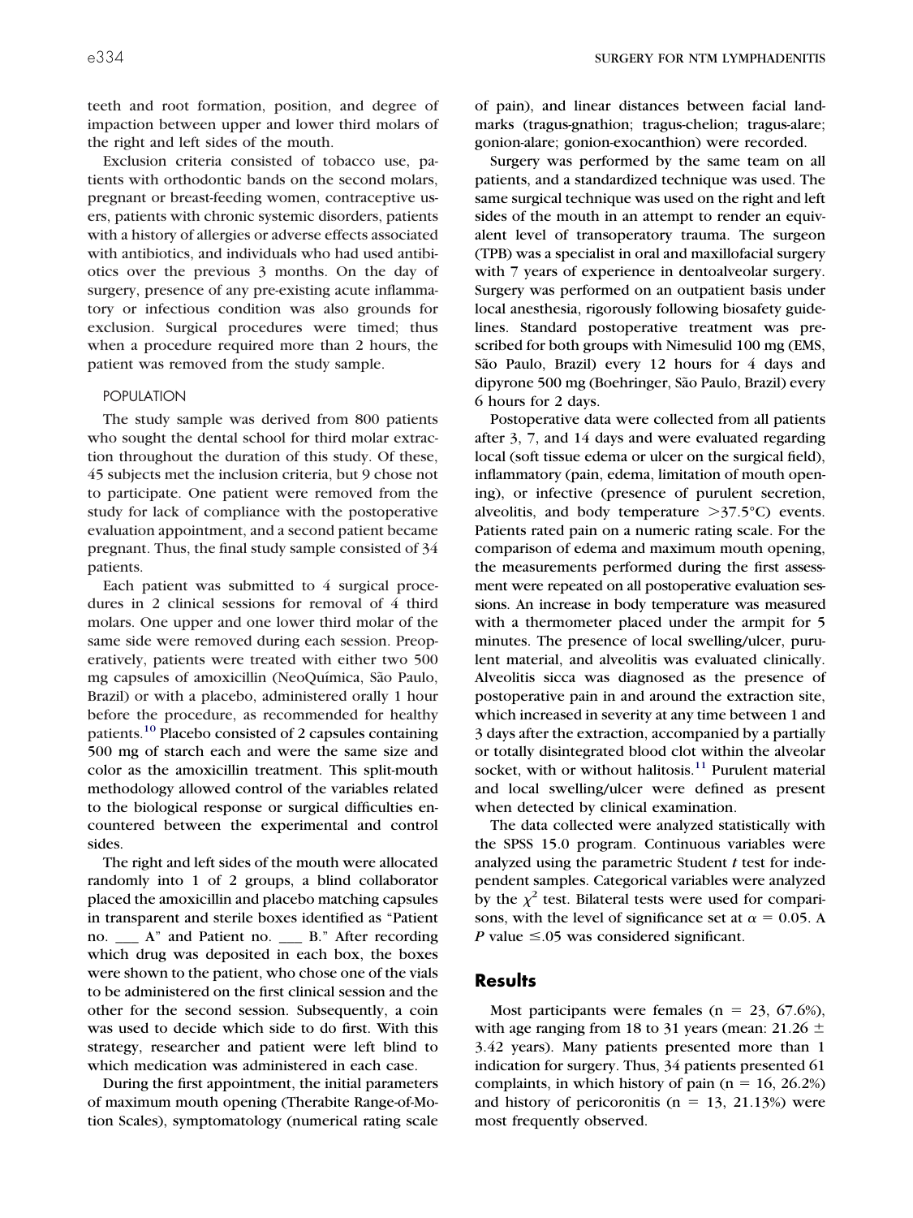teeth and root formation, position, and degree of impaction between upper and lower third molars of the right and left sides of the mouth.

Exclusion criteria consisted of tobacco use, patients with orthodontic bands on the second molars, pregnant or breast-feeding women, contraceptive users, patients with chronic systemic disorders, patients with a history of allergies or adverse effects associated with antibiotics, and individuals who had used antibiotics over the previous 3 months. On the day of surgery, presence of any pre-existing acute inflammatory or infectious condition was also grounds for exclusion. Surgical procedures were timed; thus when a procedure required more than 2 hours, the patient was removed from the study sample.

### POPULATION

The study sample was derived from 800 patients who sought the dental school for third molar extraction throughout the duration of this study. Of these, 45 subjects met the inclusion criteria, but 9 chose not to participate. One patient were removed from the study for lack of compliance with the postoperative evaluation appointment, and a second patient became pregnant. Thus, the final study sample consisted of 34 patients.

Each patient was submitted to 4 surgical procedures in 2 clinical sessions for removal of 4 third molars. One upper and one lower third molar of the same side were removed during each session. Preoperatively, patients were treated with either two 500 mg capsules of amoxicillin (NeoQuímica, São Paulo, Brazil) or with a placebo, administered orally 1 hour before the procedure, as recommended for healthy patients.[10] Placebo consisted of 2 capsules containing 500 mg of starch each and were the same size and color as the amoxicillin treatment. This split-mouth methodology allowed control of the variables related to the biological response or surgical difficulties encountered between the experimental and control sides.

The right and left sides of the mouth were allocated randomly into 1 of 2 groups, a blind collaborator placed the amoxicillin and placebo matching capsules in transparent and sterile boxes identified as "Patient no. ___ A" and Patient no. ___ B." After recording which drug was deposited in each box, the boxes were shown to the patient, who chose one of the vials to be administered on the first clinical session and the other for the second session. Subsequently, a coin was used to decide which side to do first. With this strategy, researcher and patient were left blind to which medication was administered in each case.

During the first appointment, the initial parameters of maximum mouth opening (Therabite Range-of-Motion Scales), symptomatology (numerical rating scale of pain), and linear distances between facial landmarks (tragus-gnathion; tragus-chelion; tragus-alare; gonion-alare; gonion-exocanthion) were recorded.

Surgery was performed by the same team on all patients, and a standardized technique was used. The same surgical technique was used on the right and left sides of the mouth in an attempt to render an equivalent level of transoperatory trauma. The surgeon (TPB) was a specialist in oral and maxillofacial surgery with 7 years of experience in dentoalveolar surgery. Surgery was performed on an outpatient basis under local anesthesia, rigorously following biosafety guidelines. Standard postoperative treatment was prescribed for both groups with Nimesulid 100 mg (EMS, São Paulo, Brazil) every 12 hours for 4 days and dipyrone 500 mg (Boehringer, São Paulo, Brazil) every 6 hours for 2 days.

Postoperative data were collected from all patients after 3, 7, and 14 days and were evaluated regarding local (soft tissue edema or ulcer on the surgical field), inflammatory (pain, edema, limitation of mouth opening), or infective (presence of purulent secretion, alveolitis, and body temperature >37.5°C) events. Patients rated pain on a numeric rating scale. For the comparison of edema and maximum mouth opening, the measurements performed during the first assessment were repeated on all postoperative evaluation sessions. An increase in body temperature was measured with a thermometer placed under the armpit for 5 minutes. The presence of local swelling/ulcer, purulent material, and alveolitis was evaluated clinically. Alveolitis sicca was diagnosed as the presence of postoperative pain in and around the extraction site, which increased in severity at any time between 1 and 3 days after the extraction, accompanied by a partially or totally disintegrated blood clot within the alveolar socket, with or without halitosis.[11] Purulent material and local swelling/ulcer were defined as present when detected by clinical examination.

The data collected were analyzed statistically with the SPSS 15.0 program. Continuous variables were analyzed using the parametric Student *t* test for independent samples. Categorical variables were analyzed by the $\chi^2$ test. Bilateral tests were used for comparisons, with the level of significance set at $\alpha = 0.05$. A *P* value $\leq .05$ was considered significant.

## Results

Most participants were females (n = 23, 67.6%), with age ranging from 18 to 31 years (mean: 21.26 ± 3.42 years). Many patients presented more than 1 indication for surgery. Thus, 34 patients presented 61 complaints, in which history of pain (n = 16, 26.2%) and history of pericoronitis (n = 13, 21.13%) were most frequently observed.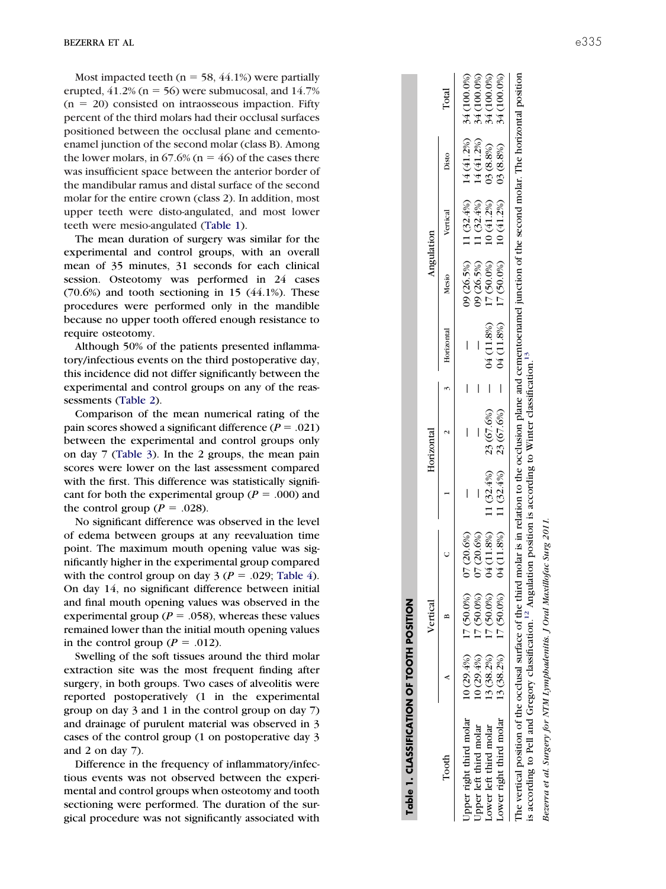Most impacted teeth (n = 58, 44.1%) were partially erupted, 41.2% (n = 56) were submucosal, and 14.7% (n = 20) consisted on intraosseous impaction. Fifty percent of the third molars had their occlusal surfaces positioned between the occlusal plane and cemento-enamel junction of the second molar (class B). Among the lower molars, in 67.6% (n = 46) of the cases there was insufficient space between the anterior border of the mandibular ramus and distal surface of the second molar for the entire crown (class 2). In addition, most upper teeth were disto-angulated, and most lower teeth were mesio-angulated (Table 1).

The mean duration of surgery was similar for the experimental and control groups, with an overall mean of 35 minutes, 31 seconds for each clinical session. Osteotomy was performed in 24 cases (70.6%) and tooth sectioning in 15 (44.1%). These procedures were performed only in the mandible because no upper tooth offered enough resistance to require osteotomy.

Although 50% of the patients presented inflammatory/infectious events on the third postoperative day, this incidence did not differ significantly between the experimental and control groups on any of the reassessments (Table 2).

Comparison of the mean numerical rating of the pain scores showed a significant difference ($P = .021$) between the experimental and control groups only on day 7 (Table 3). In the 2 groups, the mean pain scores were lower on the last assessment compared with the first. This difference was statistically significant for both the experimental group ($P = .000$) and the control group ($P = .028$).

No significant difference was observed in the level of edema between groups at any reevaluation time point. The maximum mouth opening value was significantly higher in the experimental group compared with the control group on day 3 ($P = .029$; Table 4). On day 14, no significant difference between initial and final mouth opening values was observed in the experimental group ($P = .058$), whereas these values remained lower than the initial mouth opening values in the control group ($P = .012$).

Swelling of the soft tissues around the third molar extraction site was the most frequent finding after surgery, in both groups. Two cases of alveolitis were reported postoperatively (1 in the experimental group on day 3 and 1 in the control group on day 7) and drainage of purulent material was observed in 3 cases of the control group (1 on postoperative day 3 and 2 on day 7).

Difference in the frequency of inflammatory/infectious events was not observed between the experimental and control groups when osteotomy and tooth sectioning were performed. The duration of the surgical procedure was not significantly associated with

**Table 1. CLASSIFICATION OF TOOTH POSITION**

| Tooth | Vertical | | | Horizontal | | | Angulation | | | | Total |
|---|---|---|---|---|---|---|---|---|---|---|---|
| | A | B | C | 1 | 2 | 3 | Horizontal | Mesio | Vertical | Disto | |
| Upper right third molar | 10 (29.4%) | 17 (50.0%) | 07 (20.6%) | — | — | — | — | 09 (26.5%) | 11 (32.4%) | 14 (41.2%) | 34 (100.0%) |
| Upper left third molar | 10 (29.4%) | 17 (50.0%) | 07 (20.6%) | — | — | — | — | 09 (26.5%) | 11 (32.4%) | 14 (41.2%) | 34 (100.0%) |
| Lower left third molar | 13 (38.2%) | 17 (50.0%) | 04 (11.8%) | 11 (32.4%) | 23 (67.6%) | — | 04 (11.8%) | 17 (50.0%) | 10 (41.2%) | 03 (8.8%) | 34 (100.0%) |
| Lower right third molar | 13 (38.2%) | 17 (50.0%) | 04 (11.8%) | 11 (32.4%) | 23 (67.6%) | — | 04 (11.8%) | 17 (50.0%) | 10 (41.2%) | 03 (8.8%) | 34 (100.0%) |

The vertical position of the occlusal surface of the third molar is in relation to the occlusion plane and cementoenamel junction of the second molar. The horizontal position is according to Pell and Gregory classification.[12] Angulation position is according to Winter classification.[13]

*Bezerra et al. Surgery for NTM Lymphadenitis. J Oral Maxillofac Surg 2011.*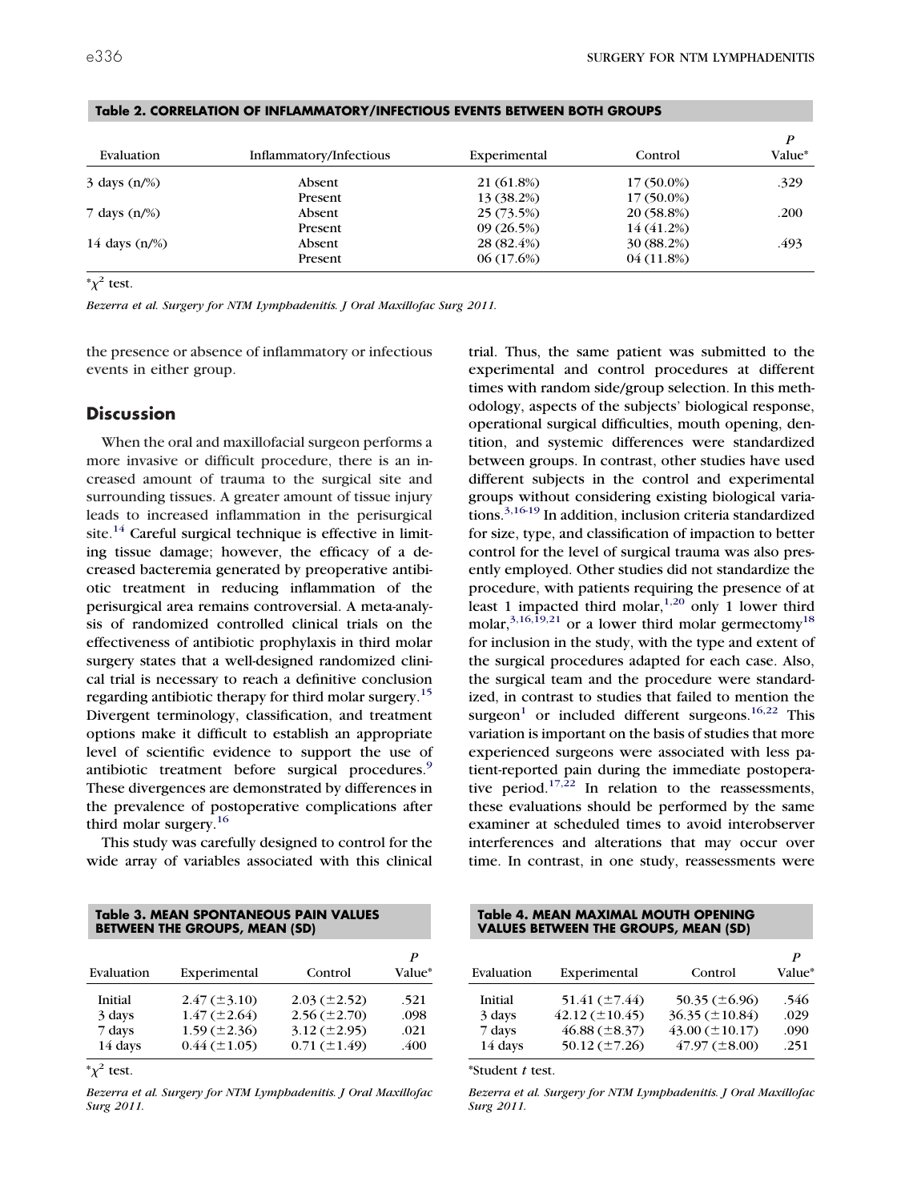**Table 2. CORRELATION OF INFLAMMATORY/INFECTIOUS EVENTS BETWEEN BOTH GROUPS**

| Evaluation | Inflammatory/Infectious | Experimental | Control | P Value* |
|---|---|---|---|---|
| 3 days (n/%) | Absent | 21 (61.8%) | 17 (50.0%) | .329 |
| | Present | 13 (38.2%) | 17 (50.0%) | |
| 7 days (n/%) | Absent | 25 (73.5%) | 20 (58.8%) | .200 |
| | Present | 09 (26.5%) | 14 (41.2%) | |
| 14 days (n/%) | Absent | 28 (82.4%) | 30 (88.2%) | .493 |
| | Present | 06 (17.6%) | 04 (11.8%) | |

*$\chi^2$ test.

*Bezerra et al. Surgery for NTM Lymphadenitis. J Oral Maxillofac Surg 2011.*

the presence or absence of inflammatory or infectious events in either group.

## Discussion

When the oral and maxillofacial surgeon performs a more invasive or difficult procedure, there is an increased amount of trauma to the surgical site and surrounding tissues. A greater amount of tissue injury leads to increased inflammation in the perisurgical site.[14] Careful surgical technique is effective in limiting tissue damage; however, the efficacy of a decreased bacteremia generated by preoperative antibiotic treatment in reducing inflammation of the perisurgical area remains controversial. A meta-analysis of randomized controlled clinical trials on the effectiveness of antibiotic prophylaxis in third molar surgery states that a well-designed randomized clinical trial is necessary to reach a definitive conclusion regarding antibiotic therapy for third molar surgery.[15] Divergent terminology, classification, and treatment options make it difficult to establish an appropriate level of scientific evidence to support the use of antibiotic treatment before surgical procedures.[9] These divergences are demonstrated by differences in the prevalence of postoperative complications after third molar surgery.[16]

This study was carefully designed to control for the wide array of variables associated with this clinical trial. Thus, the same patient was submitted to the experimental and control procedures at different times with random side/group selection. In this methodology, aspects of the subjects' biological response, operational surgical difficulties, mouth opening, dentition, and systemic differences were standardized between groups. In contrast, other studies have used different subjects in the control and experimental groups without considering existing biological variations.[3,16-19] In addition, inclusion criteria standardized for size, type, and classification of impaction to better control for the level of surgical trauma was also presently employed. Other studies did not standardize the procedure, with patients requiring the presence of at least 1 impacted third molar,[1,20] only 1 lower third molar,[3,16,19,21] or a lower third molar germectomy[18] for inclusion in the study, with the type and extent of the surgical procedures adapted for each case. Also, the surgical team and the procedure were standardized, in contrast to studies that failed to mention the surgeon[1] or included different surgeons.[16,22] This variation is important on the basis of studies that more experienced surgeons were associated with less patient-reported pain during the immediate postoperative period.[17,22] In relation to the reassessments, these evaluations should be performed by the same examiner at scheduled times to avoid interobserver interferences and alterations that may occur over time. In contrast, in one study, reassessments were

**Table 3. MEAN SPONTANEOUS PAIN VALUES BETWEEN THE GROUPS, MEAN (SD)**

| Evaluation | Experimental | Control | P Value* |
|---|---|---|---|
| Initial | 2.47 (±3.10) | 2.03 (±2.52) | .521 |
| 3 days | 1.47 (±2.64) | 2.56 (±2.70) | .098 |
| 7 days | 1.59 (±2.36) | 3.12 (±2.95) | .021 |
| 14 days | 0.44 (±1.05) | 0.71 (±1.49) | .400 |

*$\chi^2$ test.

*Bezerra et al. Surgery for NTM Lymphadenitis. J Oral Maxillofac Surg 2011.*

**Table 4. MEAN MAXIMAL MOUTH OPENING VALUES BETWEEN THE GROUPS, MEAN (SD)**

| Evaluation | Experimental | Control | P Value* |
|---|---|---|---|
| Initial | 51.41 (±7.44) | 50.35 (±6.96) | .546 |
| 3 days | 42.12 (±10.45) | 36.35 (±10.84) | .029 |
| 7 days | 46.88 (±8.37) | 43.00 (±10.17) | .090 |
| 14 days | 50.12 (±7.26) | 47.97 (±8.00) | .251 |

*Student *t* test.

*Bezerra et al. Surgery for NTM Lymphadenitis. J Oral Maxillofac Surg 2011.*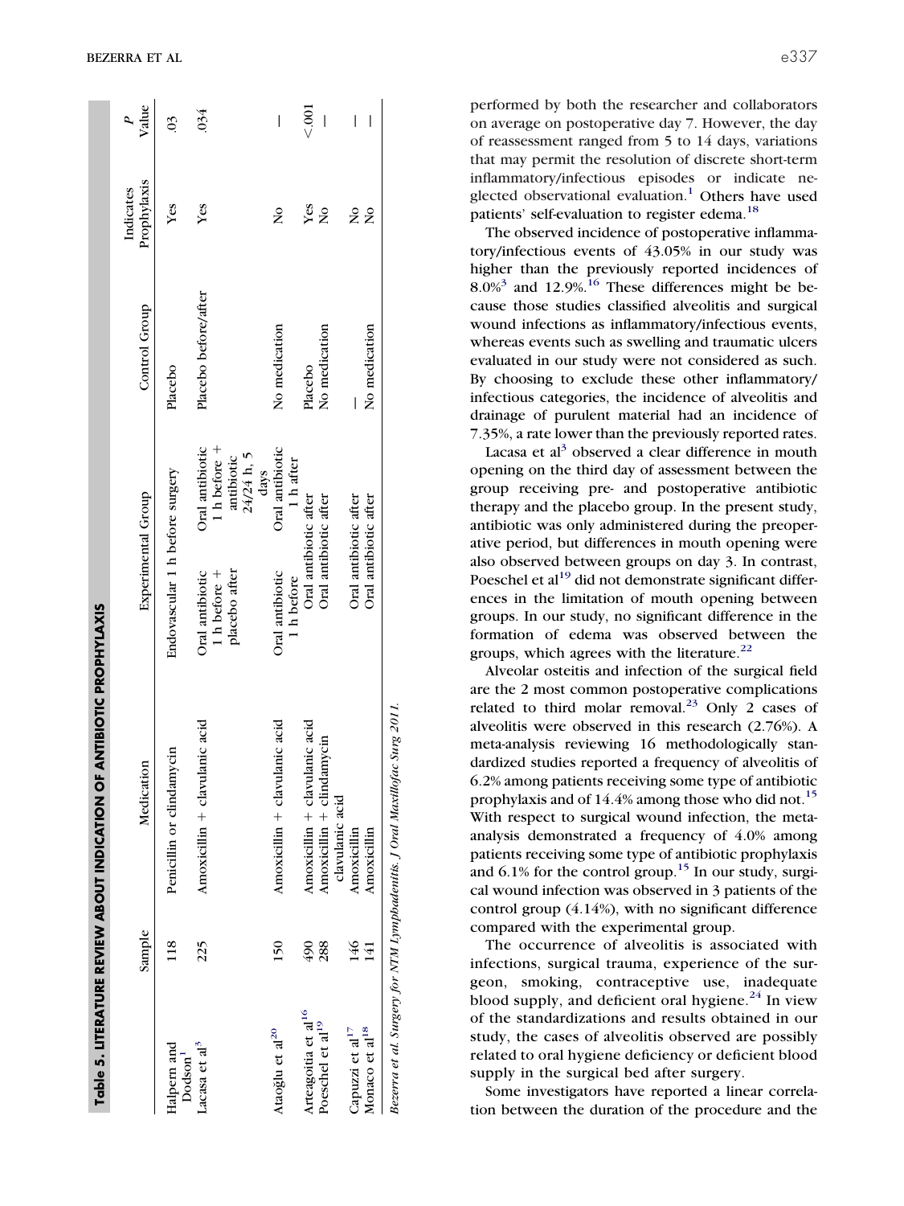**Table 5. LITERATURE REVIEW ABOUT INDICATION OF ANTIBIOTIC PROPHYLAXIS**

| | Sample | Medication | Experimental Group | | Control Group | Indicates Prophylaxis | P Value |
|---|---|---|---|---|---|---|---|
| Halpern and Dodson[1] | 118 | Penicillin or clindamycin | Endovascular 1 h before surgery | | Placebo | Yes | .03 |
| Lacasa et al[3] | 225 | Amoxicillin + clavulanic acid | Oral antibiotic 1 h before + placebo after | Oral antibiotic 1 h before + antibiotic 24/24 h, 5 days | Placebo before/after | Yes | .034 |
| Ataoğlu et al[20] | 150 | Amoxicillin + clavulanic acid | Oral antibiotic 1 h before | Oral antibiotic 1 h after | No medication | No | — |
| Arteagoitia et al[16] | 490 | Amoxicillin + clavulanic acid | Oral antibiotic after | | Placebo | Yes | <.001 |
| Poeschel et al[19] | 288 | Amoxicillin + clindamycin clavulanic acid | Oral antibiotic after | | No medication | No | — |
| Capuzzi et al[17] | 146 | Amoxicillin | Oral antibiotic after | | — | No | — |
| Monaco et al[18] | 141 | Amoxicillin | Oral antibiotic after | | No medication | No | — |

*Bezerra et al. Surgery for NTM Lymphadenitis. J Oral Maxillofac Surg 2011.*

performed by both the researcher and collaborators on average on postoperative day 7. However, the day of reassessment ranged from 5 to 14 days, variations that may permit the resolution of discrete short-term inflammatory/infectious episodes or indicate neglected observational evaluation.[1] Others have used patients' self-evaluation to register edema.[18]

The observed incidence of postoperative inflammatory/infectious events of 43.05% in our study was higher than the previously reported incidences of 8.0%[3] and 12.9%.[16] These differences might be because those studies classified alveolitis and surgical wound infections as inflammatory/infectious events, whereas events such as swelling and traumatic ulcers evaluated in our study were not considered as such. By choosing to exclude these other inflammatory/infectious categories, the incidence of alveolitis and drainage of purulent material had an incidence of 7.35%, a rate lower than the previously reported rates.

Lacasa et al[3] observed a clear difference in mouth opening on the third day of assessment between the group receiving pre- and postoperative antibiotic therapy and the placebo group. In the present study, antibiotic was only administered during the preoperative period, but differences in mouth opening were also observed between groups on day 3. In contrast, Poeschel et al[19] did not demonstrate significant differences in the limitation of mouth opening between groups. In our study, no significant difference in the formation of edema was observed between the groups, which agrees with the literature.[22]

Alveolar osteitis and infection of the surgical field are the 2 most common postoperative complications related to third molar removal.[23] Only 2 cases of alveolitis were observed in this research (2.76%). A meta-analysis reviewing 16 methodologically standardized studies reported a frequency of alveolitis of 6.2% among patients receiving some type of antibiotic prophylaxis and of 14.4% among those who did not.[15] With respect to surgical wound infection, the meta-analysis demonstrated a frequency of 4.0% among patients receiving some type of antibiotic prophylaxis and 6.1% for the control group.[15] In our study, surgical wound infection was observed in 3 patients of the control group (4.14%), with no significant difference compared with the experimental group.

The occurrence of alveolitis is associated with infections, surgical trauma, experience of the surgeon, smoking, contraceptive use, inadequate blood supply, and deficient oral hygiene.[24] In view of the standardizations and results obtained in our study, the cases of alveolitis observed are possibly related to oral hygiene deficiency or deficient blood supply in the surgical bed after surgery.

Some investigators have reported a linear correlation between the duration of the procedure and the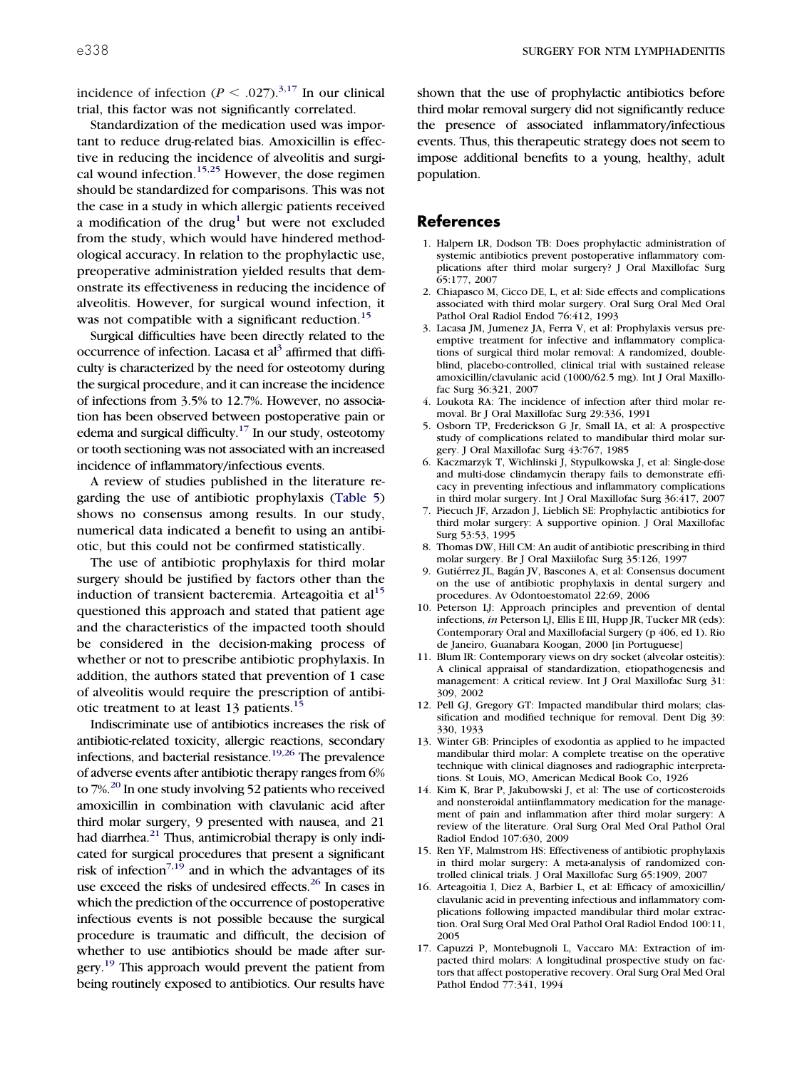incidence of infection ($P < .027$).[3,17] In our clinical trial, this factor was not significantly correlated.

Standardization of the medication used was important to reduce drug-related bias. Amoxicillin is effective in reducing the incidence of alveolitis and surgical wound infection.[15,25] However, the dose regimen should be standardized for comparisons. This was not the case in a study in which allergic patients received a modification of the drug[1] but were not excluded from the study, which would have hindered methodological accuracy. In relation to the prophylactic use, preoperative administration yielded results that demonstrate its effectiveness in reducing the incidence of alveolitis. However, for surgical wound infection, it was not compatible with a significant reduction.[15]

Surgical difficulties have been directly related to the occurrence of infection. Lacasa et al[3] affirmed that difficulty is characterized by the need for osteotomy during the surgical procedure, and it can increase the incidence of infections from 3.5% to 12.7%. However, no association has been observed between postoperative pain or edema and surgical difficulty.[17] In our study, osteotomy or tooth sectioning was not associated with an increased incidence of inflammatory/infectious events.

A review of studies published in the literature regarding the use of antibiotic prophylaxis (Table 5) shows no consensus among results. In our study, numerical data indicated a benefit to using an antibiotic, but this could not be confirmed statistically.

The use of antibiotic prophylaxis for third molar surgery should be justified by factors other than the induction of transient bacteremia. Arteagoitia et al[15] questioned this approach and stated that patient age and the characteristics of the impacted tooth should be considered in the decision-making process of whether or not to prescribe antibiotic prophylaxis. In addition, the authors stated that prevention of 1 case of alveolitis would require the prescription of antibiotic treatment to at least 13 patients.[15]

Indiscriminate use of antibiotics increases the risk of antibiotic-related toxicity, allergic reactions, secondary infections, and bacterial resistance.[19,26] The prevalence of adverse events after antibiotic therapy ranges from 6% to 7%.[20] In one study involving 52 patients who received amoxicillin in combination with clavulanic acid after third molar surgery, 9 presented with nausea, and 21 had diarrhea.[21] Thus, antimicrobial therapy is only indicated for surgical procedures that present a significant risk of infection[7,19] and in which the advantages of its use exceed the risks of undesired effects.[26] In cases in which the prediction of the occurrence of postoperative infectious events is not possible because the surgical procedure is traumatic and difficult, the decision of whether to use antibiotics should be made after surgery.[19] This approach would prevent the patient from being routinely exposed to antibiotics. Our results have shown that the use of prophylactic antibiotics before third molar removal surgery did not significantly reduce the presence of associated inflammatory/infectious events. Thus, this therapeutic strategy does not seem to impose additional benefits to a young, healthy, adult population.

## References

1. Halpern LR, Dodson TB: Does prophylactic administration of systemic antibiotics prevent postoperative inflammatory complications after third molar surgery? J Oral Maxillofac Surg 65:177, 2007
2. Chiapasco M, Cicco DE, L, et al: Side effects and complications associated with third molar surgery. Oral Surg Oral Med Oral Pathol Oral Radiol Endod 76:412, 1993
3. Lacasa JM, Jumenez JA, Ferra V, et al: Prophylaxis versus preemptive treatment for infective and inflammatory complications of surgical third molar removal: A randomized, double-blind, placebo-controlled, clinical trial with sustained release amoxicillin/clavulanic acid (1000/62.5 mg). Int J Oral Maxillofac Surg 36:321, 2007
4. Loukota RA: The incidence of infection after third molar removal. Br J Oral Maxillofac Surg 29:336, 1991
5. Osborn TP, Frederickson G Jr, Small IA, et al: A prospective study of complications related to mandibular third molar surgery. J Oral Maxillofac Surg 43:767, 1985
6. Kaczmarzyk T, Wichlinski J, Stypulkowska J, et al: Single-dose and multi-dose clindamycin therapy fails to demonstrate efficacy in preventing infectious and inflammatory complications in third molar surgery. Int J Oral Maxillofac Surg 36:417, 2007
7. Piecuch JF, Arzadon J, Lieblich SE: Prophylactic antibiotics for third molar surgery: A supportive opinion. J Oral Maxillofac Surg 53:53, 1995
8. Thomas DW, Hill CM: An audit of antibiotic prescribing in third molar surgery. Br J Oral Maxiilofac Surg 35:126, 1997
9. Gutiérrez JL, Bagán JV, Bascones A, et al: Consensus document on the use of antibiotic prophylaxis in dental surgery and procedures. Av Odontoestomatol 22:69, 2006
10. Peterson LJ: Approach principles and prevention of dental infections, *in* Peterson LJ, Ellis E III, Hupp JR, Tucker MR (eds): Contemporary Oral and Maxillofacial Surgery (p 406, ed 1). Rio de Janeiro, Guanabara Koogan, 2000 [in Portuguese]
11. Blum IR: Contemporary views on dry socket (alveolar osteitis): A clinical appraisal of standardization, etiopathogenesis and management: A critical review. Int J Oral Maxillofac Surg 31: 309, 2002
12. Pell GJ, Gregory GT: Impacted mandibular third molars; classification and modified technique for removal. Dent Dig 39: 330, 1933
13. Winter GB: Principles of exodontia as applied to he impacted mandibular third molar: A complete treatise on the operative technique with clinical diagnoses and radiographic interpretations. St Louis, MO, American Medical Book Co, 1926
14. Kim K, Brar P, Jakubowski J, et al: The use of corticosteroids and nonsteroidal antiinflammatory medication for the management of pain and inflammation after third molar surgery: A review of the literature. Oral Surg Oral Med Oral Pathol Oral Radiol Endod 107:630, 2009
15. Ren YF, Malmstrom HS: Effectiveness of antibiotic prophylaxis in third molar surgery: A meta-analysis of randomized controlled clinical trials. J Oral Maxillofac Surg 65:1909, 2007
16. Arteagoitia I, Diez A, Barbier L, et al: Efficacy of amoxicillin/clavulanic acid in preventing infectious and inflammatory complications following impacted mandibular third molar extraction. Oral Surg Oral Med Oral Pathol Oral Radiol Endod 100:11, 2005
17. Capuzzi P, Montebugnoli L, Vaccaro MA: Extraction of impacted third molars: A longitudinal prospective study on factors that affect postoperative recovery. Oral Surg Oral Med Oral Pathol Endod 77:341, 1994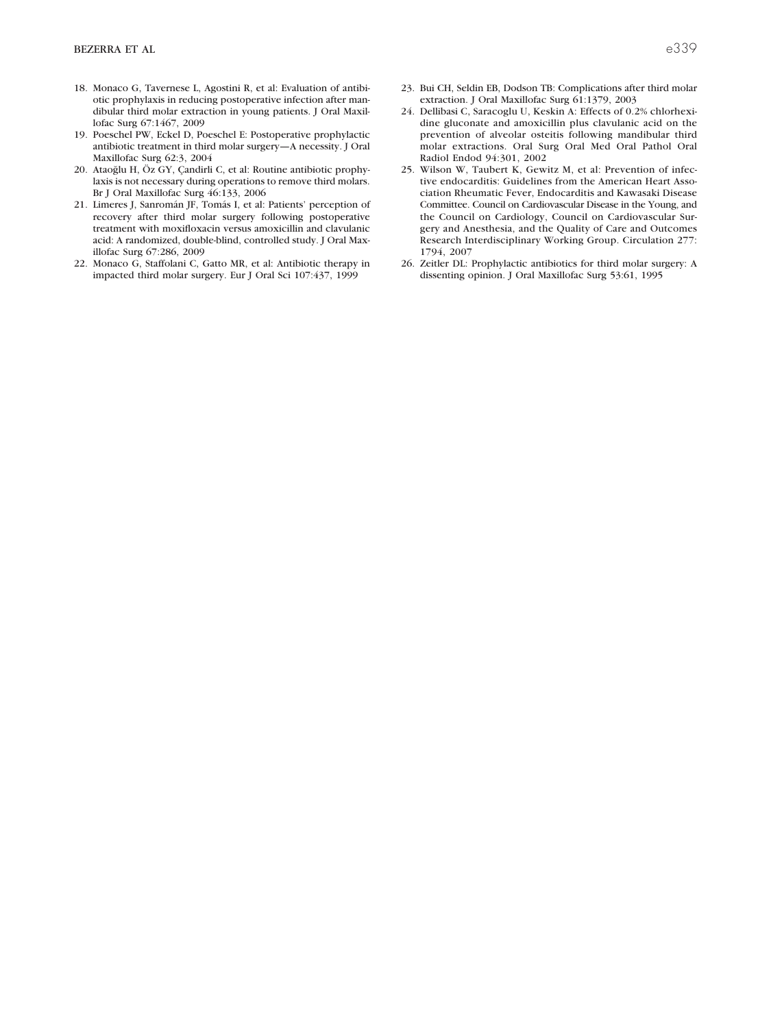18. Monaco G, Tavernese L, Agostini R, et al: Evaluation of antibiotic prophylaxis in reducing postoperative infection after mandibular third molar extraction in young patients. J Oral Maxillofac Surg 67:1467, 2009
19. Poeschel PW, Eckel D, Poeschel E: Postoperative prophylactic antibiotic treatment in third molar surgery—A necessity. J Oral Maxillofac Surg 62:3, 2004
20. Ataoğlu H, Öz GY, Çandirli C, et al: Routine antibiotic prophylaxis is not necessary during operations to remove third molars. Br J Oral Maxillofac Surg 46:133, 2006
21. Limeres J, Sanromán JF, Tomás I, et al: Patients' perception of recovery after third molar surgery following postoperative treatment with moxifloxacin versus amoxicillin and clavulanic acid: A randomized, double-blind, controlled study. J Oral Maxillofac Surg 67:286, 2009
22. Monaco G, Staffolani C, Gatto MR, et al: Antibiotic therapy in impacted third molar surgery. Eur J Oral Sci 107:437, 1999
23. Bui CH, Seldin EB, Dodson TB: Complications after third molar extraction. J Oral Maxillofac Surg 61:1379, 2003
24. Dellibasi C, Saracoglu U, Keskin A: Effects of 0.2% chlorhexidine gluconate and amoxicillin plus clavulanic acid on the prevention of alveolar osteitis following mandibular third molar extractions. Oral Surg Oral Med Oral Pathol Oral Radiol Endod 94:301, 2002
25. Wilson W, Taubert K, Gewitz M, et al: Prevention of infective endocarditis: Guidelines from the American Heart Association Rheumatic Fever, Endocarditis and Kawasaki Disease Committee. Council on Cardiovascular Disease in the Young, and the Council on Cardiology, Council on Cardiovascular Surgery and Anesthesia, and the Quality of Care and Outcomes Research Interdisciplinary Working Group. Circulation 277: 1794, 2007
26. Zeitler DL: Prophylactic antibiotics for third molar surgery: A dissenting opinion. J Oral Maxillofac Surg 53:61, 1995